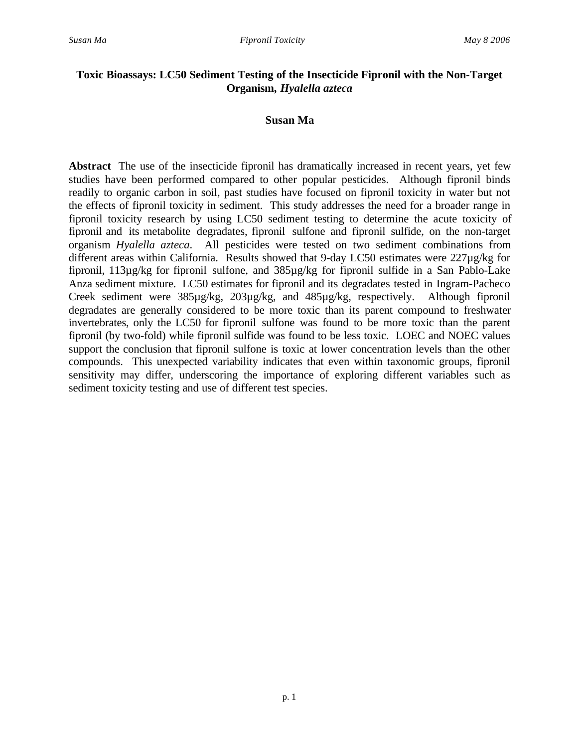# Toxic Bioassays: LC50 Sediment Testing of the Insecticide Fipronil with the Non-Target Organism, *Hyalella azteca*

**Susan Ma**

**Abstract** The use of the insecticide fipronil has dramatically increased in recent years, yet few studies have been performed compared to other popular pesticides. Although fipronil binds readily to organic carbon in soil, past studies have focused on fipronil toxicity in water but not the effects of fipronil toxicity in sediment. This study addresses the need for a broader range in fipronil toxicity research by using LC50 sediment testing to determine the acute toxicity of fipronil and its metabolite degradates, fipronil sulfone and fipronil sulfide, on the non-target organism *Hyalella azteca*. All pesticides were tested on two sediment combinations from different areas within California. Results showed that 9-day LC50 estimates were 227µg/kg for fipronil, 113µg/kg for fipronil sulfone, and 385µg/kg for fipronil sulfide in a San Pablo-Lake Anza sediment mixture. LC50 estimates for fipronil and its degradates tested in Ingram-Pacheco Creek sediment were 385µg/kg, 203µg/kg, and 485µg/kg, respectively. Although fipronil degradates are generally considered to be more toxic than its parent compound to freshwater invertebrates, only the LC50 for fipronil sulfone was found to be more toxic than the parent fipronil (by two-fold) while fipronil sulfide was found to be less toxic. LOEC and NOEC values support the conclusion that fipronil sulfone is toxic at lower concentration levels than the other compounds. This unexpected variability indicates that even within taxonomic groups, fipronil sensitivity may differ, underscoring the importance of exploring different variables such as sediment toxicity testing and use of different test species.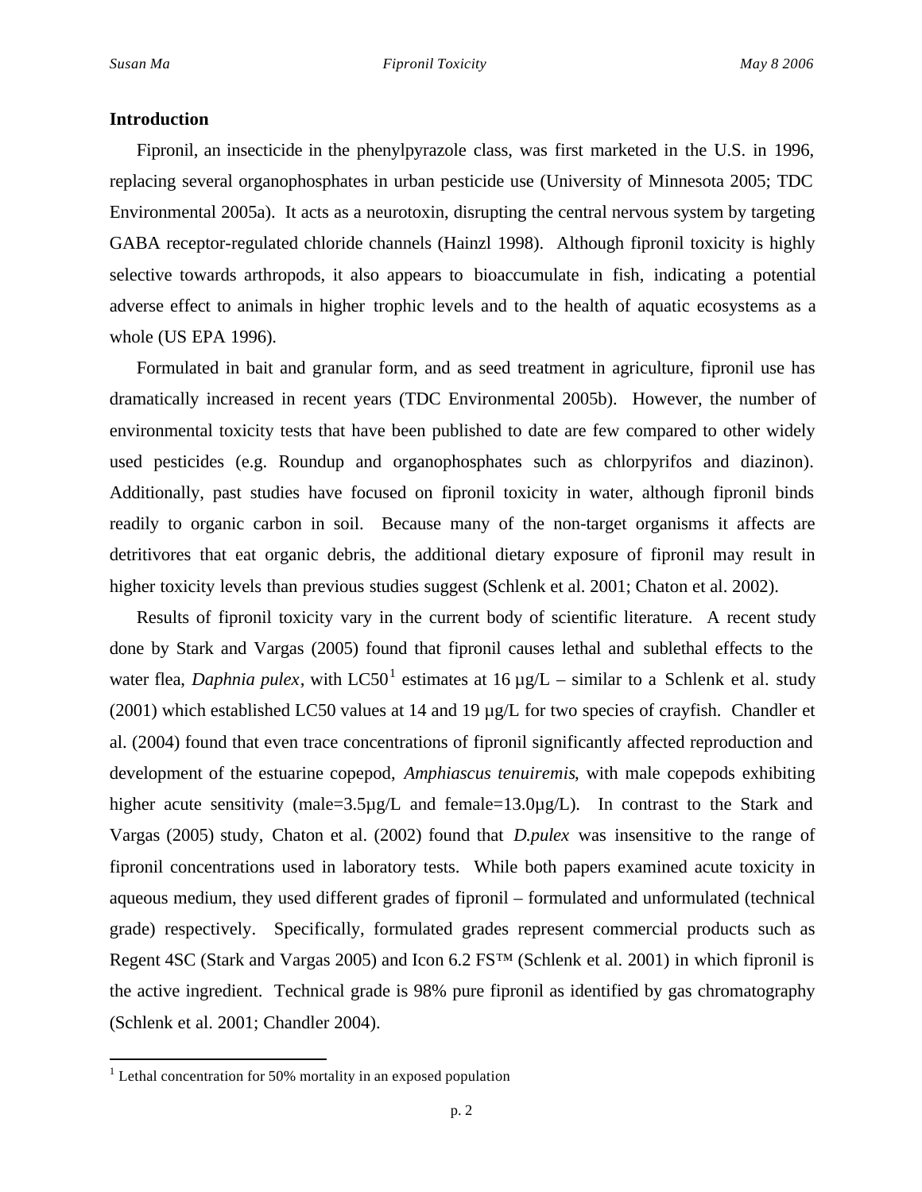## Introduction

Fipronil, an insecticide in the phenylpyrazole class, was first marketed in the U.S. in 1996, replacing several organophosphates in urban pesticide use (University of Minnesota 2005; TDC Environmental 2005a). It acts as a neurotoxin, disrupting the central nervous system by targeting GABA receptor-regulated chloride channels (Hainzl 1998). Although fipronil toxicity is highly selective towards arthropods, it also appears to bioaccumulate in fish, indicating a potential adverse effect to animals in higher trophic levels and to the health of aquatic ecosystems as a whole (US EPA 1996).

Formulated in bait and granular form, and as seed treatment in agriculture, fipronil use has dramatically increased in recent years (TDC Environmental 2005b). However, the number of environmental toxicity tests that have been published to date are few compared to other widely used pesticides (e.g. Roundup and organophosphates such as chlorpyrifos and diazinon). Additionally, past studies have focused on fipronil toxicity in water, although fipronil binds readily to organic carbon in soil. Because many of the non-target organisms it affects are detritivores that eat organic debris, the additional dietary exposure of fipronil may result in higher toxicity levels than previous studies suggest (Schlenk et al. 2001; Chaton et al. 2002).

Results of fipronil toxicity vary in the current body of scientific literature. A recent study done by Stark and Vargas (2005) found that fipronil causes lethal and sublethal effects to the water flea, *Daphnia pulex*, with LC50[1] estimates at 16 µg/L – similar to a Schlenk et al. study (2001) which established LC50 values at 14 and 19 µg/L for two species of crayfish. Chandler et al. (2004) found that even trace concentrations of fipronil significantly affected reproduction and development of the estuarine copepod, *Amphiascus tenuiremis*, with male copepods exhibiting higher acute sensitivity (male=3.5µg/L and female=13.0µg/L). In contrast to the Stark and Vargas (2005) study, Chaton et al. (2002) found that *D.pulex* was insensitive to the range of fipronil concentrations used in laboratory tests. While both papers examined acute toxicity in aqueous medium, they used different grades of fipronil – formulated and unformulated (technical grade) respectively. Specifically, formulated grades represent commercial products such as Regent 4SC (Stark and Vargas 2005) and Icon 6.2 FS™ (Schlenk et al. 2001) in which fipronil is the active ingredient. Technical grade is 98% pure fipronil as identified by gas chromatography (Schlenk et al. 2001; Chandler 2004).

[1] Lethal concentration for 50% mortality in an exposed population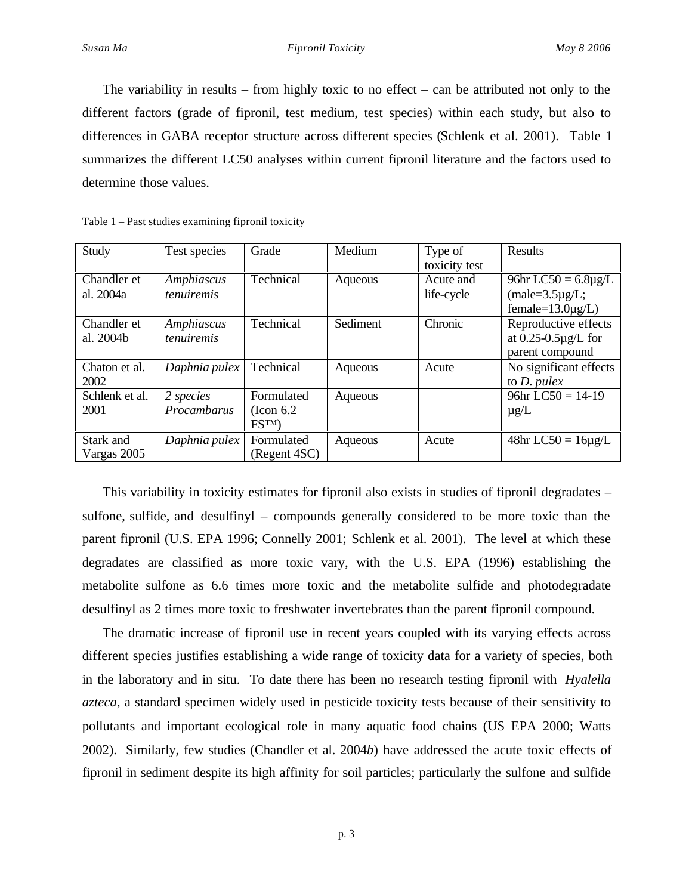The variability in results – from highly toxic to no effect – can be attributed not only to the different factors (grade of fipronil, test medium, test species) within each study, but also to differences in GABA receptor structure across different species (Schlenk et al. 2001). Table 1 summarizes the different LC50 analyses within current fipronil literature and the factors used to determine those values.

Table 1 – Past studies examining fipronil toxicity

| Study | Test species | Grade | Medium | Type of toxicity test | Results |
|---|---|---|---|---|---|
| Chandler et al. 2004a | *Amphiascus tenuiremis* | Technical | Aqueous | Acute and life-cycle | 96hr LC50 = 6.8µg/L (male=3.5µg/L; female=13.0µg/L) |
| Chandler et al. 2004b | *Amphiascus tenuiremis* | Technical | Sediment | Chronic | Reproductive effects at 0.25-0.5µg/L for parent compound |
| Chaton et al. 2002 | *Daphnia pulex* | Technical | Aqueous | Acute | No significant effects to *D. pulex* |
| Schlenk et al. 2001 | *2 species Procambarus* | Formulated (Icon 6.2 FS™) | Aqueous | | 96hr LC50 = 14-19 µg/L |
| Stark and Vargas 2005 | *Daphnia pulex* | Formulated (Regent 4SC) | Aqueous | Acute | 48hr LC50 = 16µg/L |

This variability in toxicity estimates for fipronil also exists in studies of fipronil degradates – sulfone, sulfide, and desulfinyl – compounds generally considered to be more toxic than the parent fipronil (U.S. EPA 1996; Connelly 2001; Schlenk et al. 2001). The level at which these degradates are classified as more toxic vary, with the U.S. EPA (1996) establishing the metabolite sulfone as 6.6 times more toxic and the metabolite sulfide and photodegradate desulfinyl as 2 times more toxic to freshwater invertebrates than the parent fipronil compound.

The dramatic increase of fipronil use in recent years coupled with its varying effects across different species justifies establishing a wide range of toxicity data for a variety of species, both in the laboratory and in situ. To date there has been no research testing fipronil with *Hyalella azteca*, a standard specimen widely used in pesticide toxicity tests because of their sensitivity to pollutants and important ecological role in many aquatic food chains (US EPA 2000; Watts 2002). Similarly, few studies (Chandler et al. 2004*b*) have addressed the acute toxic effects of fipronil in sediment despite its high affinity for soil particles; particularly the sulfone and sulfide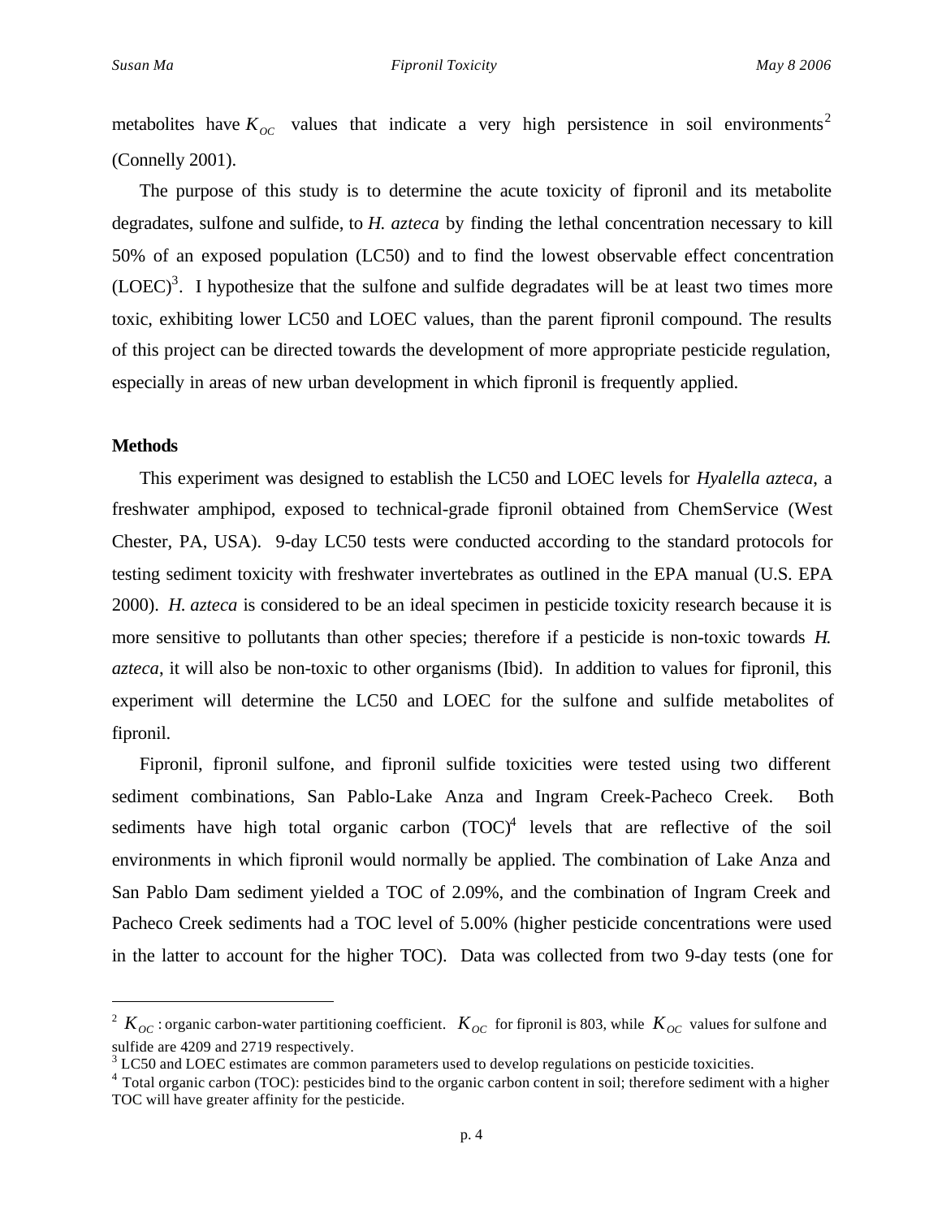metabolites have $K_{OC}$ values that indicate a very high persistence in soil environments[2] (Connelly 2001).

The purpose of this study is to determine the acute toxicity of fipronil and its metabolite degradates, sulfone and sulfide, to *H. azteca* by finding the lethal concentration necessary to kill 50% of an exposed population (LC50) and to find the lowest observable effect concentration (LOEC)[3]. I hypothesize that the sulfone and sulfide degradates will be at least two times more toxic, exhibiting lower LC50 and LOEC values, than the parent fipronil compound. The results of this project can be directed towards the development of more appropriate pesticide regulation, especially in areas of new urban development in which fipronil is frequently applied.

**Methods**

This experiment was designed to establish the LC50 and LOEC levels for *Hyalella azteca*, a freshwater amphipod, exposed to technical-grade fipronil obtained from ChemService (West Chester, PA, USA). 9-day LC50 tests were conducted according to the standard protocols for testing sediment toxicity with freshwater invertebrates as outlined in the EPA manual (U.S. EPA 2000). *H. azteca* is considered to be an ideal specimen in pesticide toxicity research because it is more sensitive to pollutants than other species; therefore if a pesticide is non-toxic towards *H. azteca*, it will also be non-toxic to other organisms (Ibid). In addition to values for fipronil, this experiment will determine the LC50 and LOEC for the sulfone and sulfide metabolites of fipronil.

Fipronil, fipronil sulfone, and fipronil sulfide toxicities were tested using two different sediment combinations, San Pablo-Lake Anza and Ingram Creek-Pacheco Creek. Both sediments have high total organic carbon (TOC)[4] levels that are reflective of the soil environments in which fipronil would normally be applied. The combination of Lake Anza and San Pablo Dam sediment yielded a TOC of 2.09%, and the combination of Ingram Creek and Pacheco Creek sediments had a TOC level of 5.00% (higher pesticide concentrations were used in the latter to account for the higher TOC). Data was collected from two 9-day tests (one for

---

[2] $K_{OC}$: organic carbon-water partitioning coefficient. $K_{OC}$ for fipronil is 803, while $K_{OC}$ values for sulfone and sulfide are 4209 and 2719 respectively.

[3] LC50 and LOEC estimates are common parameters used to develop regulations on pesticide toxicities.

[4] Total organic carbon (TOC): pesticides bind to the organic carbon content in soil; therefore sediment with a higher TOC will have greater affinity for the pesticide.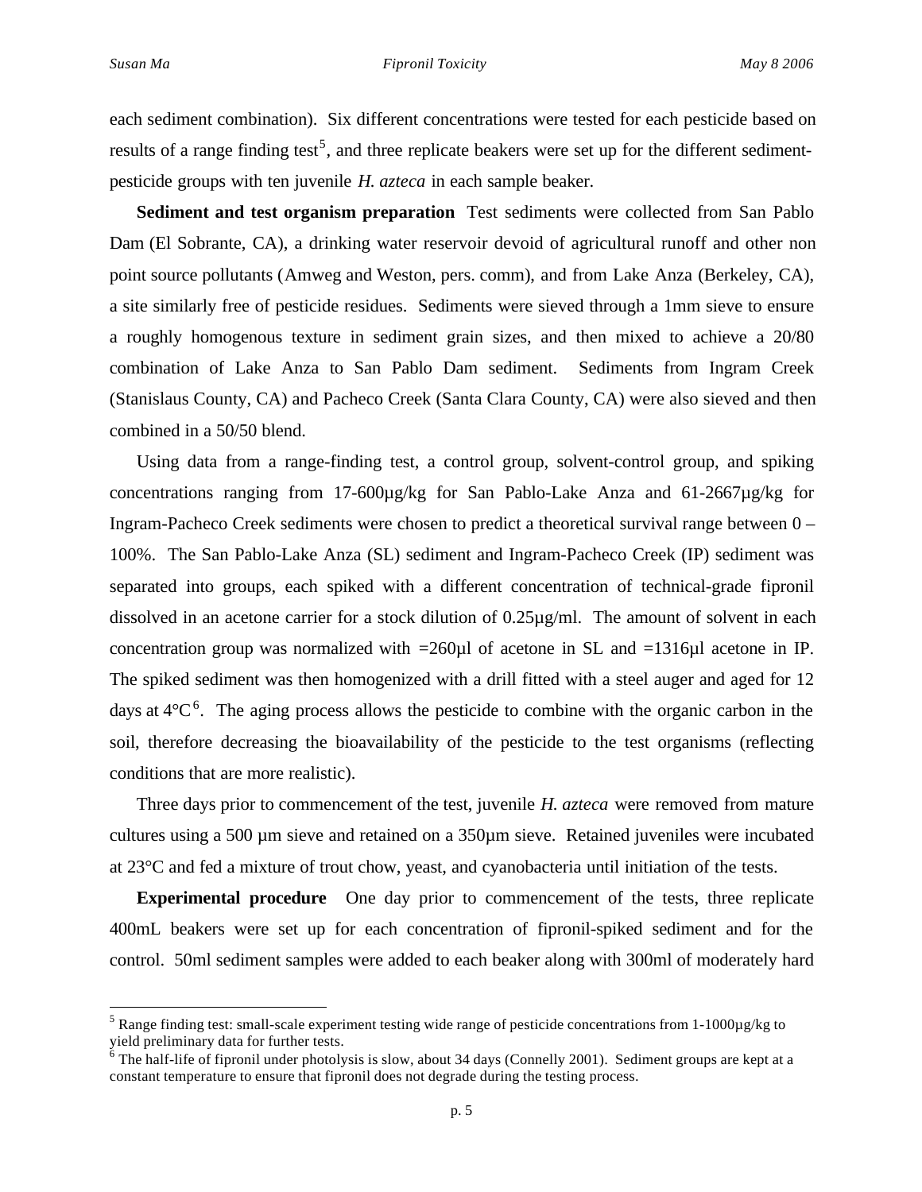each sediment combination). Six different concentrations were tested for each pesticide based on results of a range finding test[5], and three replicate beakers were set up for the different sediment-pesticide groups with ten juvenile *H. azteca* in each sample beaker.

**Sediment and test organism preparation** Test sediments were collected from San Pablo Dam (El Sobrante, CA), a drinking water reservoir devoid of agricultural runoff and other non point source pollutants (Amweg and Weston, pers. comm), and from Lake Anza (Berkeley, CA), a site similarly free of pesticide residues. Sediments were sieved through a 1mm sieve to ensure a roughly homogenous texture in sediment grain sizes, and then mixed to achieve a 20/80 combination of Lake Anza to San Pablo Dam sediment. Sediments from Ingram Creek (Stanislaus County, CA) and Pacheco Creek (Santa Clara County, CA) were also sieved and then combined in a 50/50 blend.

Using data from a range-finding test, a control group, solvent-control group, and spiking concentrations ranging from 17-600µg/kg for San Pablo-Lake Anza and 61-2667µg/kg for Ingram-Pacheco Creek sediments were chosen to predict a theoretical survival range between 0 – 100%. The San Pablo-Lake Anza (SL) sediment and Ingram-Pacheco Creek (IP) sediment was separated into groups, each spiked with a different concentration of technical-grade fipronil dissolved in an acetone carrier for a stock dilution of 0.25µg/ml. The amount of solvent in each concentration group was normalized with =260µl of acetone in SL and =1316µl acetone in IP. The spiked sediment was then homogenized with a drill fitted with a steel auger and aged for 12 days at 4°C[6]. The aging process allows the pesticide to combine with the organic carbon in the soil, therefore decreasing the bioavailability of the pesticide to the test organisms (reflecting conditions that are more realistic).

Three days prior to commencement of the test, juvenile *H. azteca* were removed from mature cultures using a 500 µm sieve and retained on a 350µm sieve. Retained juveniles were incubated at 23°C and fed a mixture of trout chow, yeast, and cyanobacteria until initiation of the tests.

**Experimental procedure** One day prior to commencement of the tests, three replicate 400mL beakers were set up for each concentration of fipronil-spiked sediment and for the control. 50ml sediment samples were added to each beaker along with 300ml of moderately hard

[5] Range finding test: small-scale experiment testing wide range of pesticide concentrations from 1-1000µg/kg to yield preliminary data for further tests.

[6] The half-life of fipronil under photolysis is slow, about 34 days (Connelly 2001). Sediment groups are kept at a constant temperature to ensure that fipronil does not degrade during the testing process.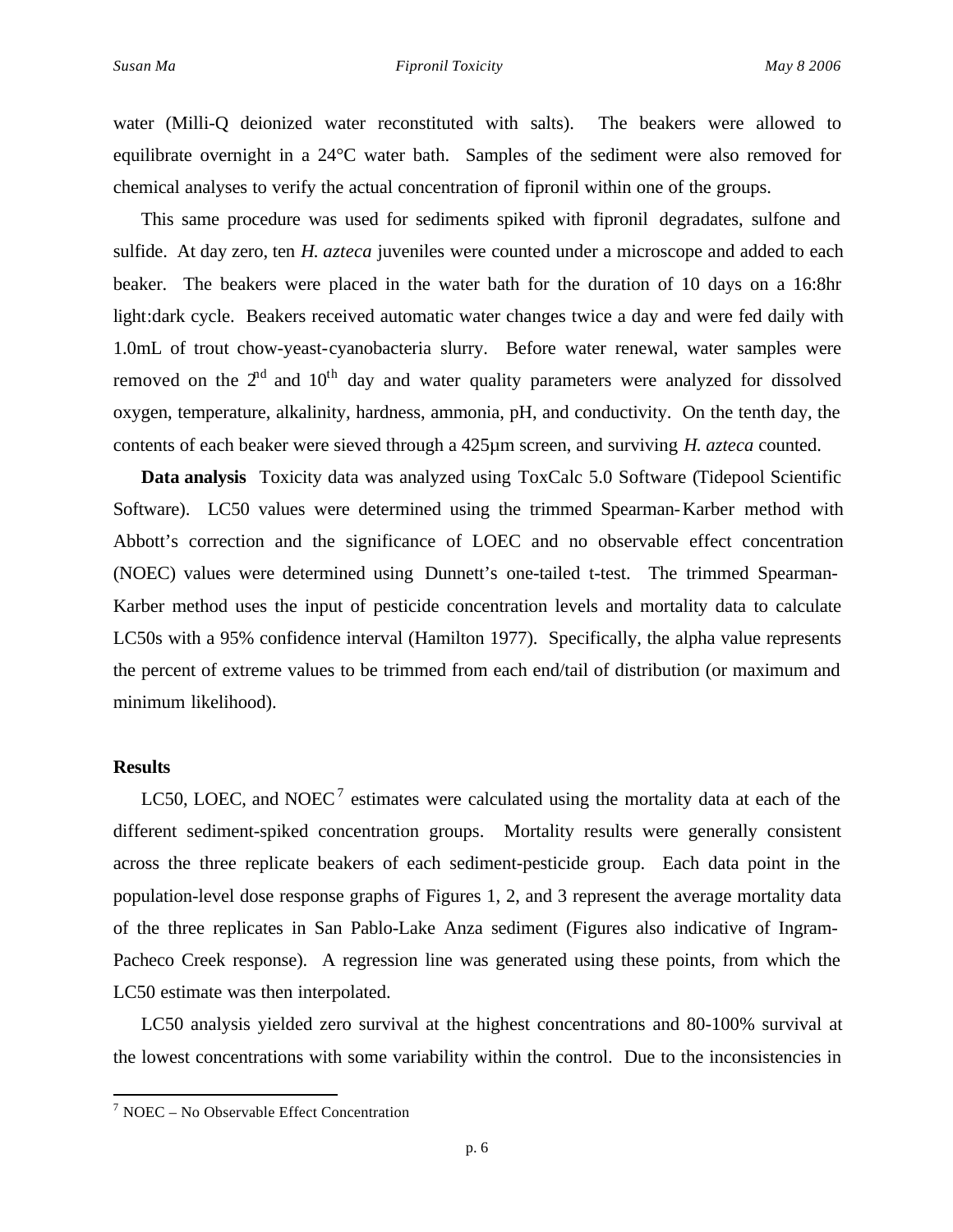water (Milli-Q deionized water reconstituted with salts). The beakers were allowed to equilibrate overnight in a 24°C water bath. Samples of the sediment were also removed for chemical analyses to verify the actual concentration of fipronil within one of the groups.

This same procedure was used for sediments spiked with fipronil degradates, sulfone and sulfide. At day zero, ten *H. azteca* juveniles were counted under a microscope and added to each beaker. The beakers were placed in the water bath for the duration of 10 days on a 16:8hr light:dark cycle. Beakers received automatic water changes twice a day and were fed daily with 1.0mL of trout chow-yeast-cyanobacteria slurry. Before water renewal, water samples were removed on the 2nd and 10th day and water quality parameters were analyzed for dissolved oxygen, temperature, alkalinity, hardness, ammonia, pH, and conductivity. On the tenth day, the contents of each beaker were sieved through a 425µm screen, and surviving *H. azteca* counted.

**Data analysis** Toxicity data was analyzed using ToxCalc 5.0 Software (Tidepool Scientific Software). LC50 values were determined using the trimmed Spearman-Karber method with Abbott's correction and the significance of LOEC and no observable effect concentration (NOEC) values were determined using Dunnett's one-tailed t-test. The trimmed Spearman-Karber method uses the input of pesticide concentration levels and mortality data to calculate LC50s with a 95% confidence interval (Hamilton 1977). Specifically, the alpha value represents the percent of extreme values to be trimmed from each end/tail of distribution (or maximum and minimum likelihood).

## Results

LC50, LOEC, and NOEC[7] estimates were calculated using the mortality data at each of the different sediment-spiked concentration groups. Mortality results were generally consistent across the three replicate beakers of each sediment-pesticide group. Each data point in the population-level dose response graphs of Figures 1, 2, and 3 represent the average mortality data of the three replicates in San Pablo-Lake Anza sediment (Figures also indicative of Ingram-Pacheco Creek response). A regression line was generated using these points, from which the LC50 estimate was then interpolated.

LC50 analysis yielded zero survival at the highest concentrations and 80-100% survival at the lowest concentrations with some variability within the control. Due to the inconsistencies in

[7] NOEC – No Observable Effect Concentration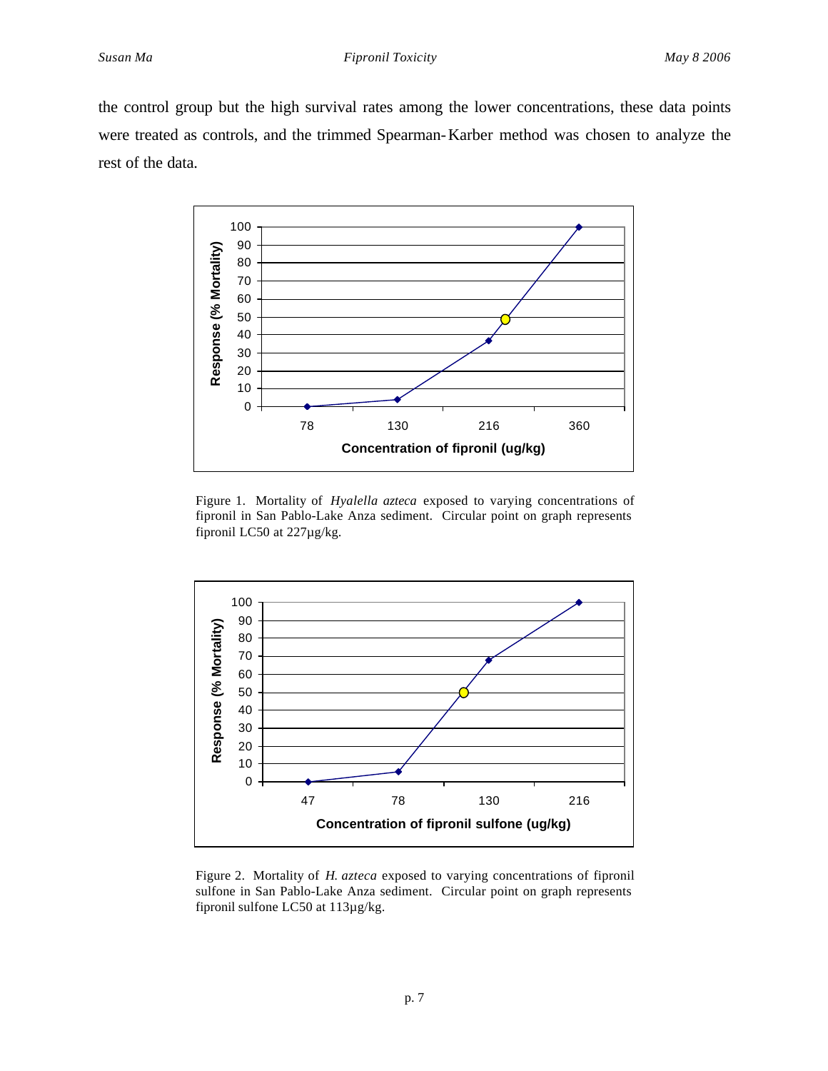the control group but the high survival rates among the lower concentrations, these data points were treated as controls, and the trimmed Spearman-Karber method was chosen to analyze the rest of the data.

Figure 1. Mortality of *Hyalella azteca* exposed to varying concentrations of fipronil in San Pablo-Lake Anza sediment. Circular point on graph represents fipronil LC50 at 227µg/kg.

Figure 2. Mortality of *H. azteca* exposed to varying concentrations of fipronil sulfone in San Pablo-Lake Anza sediment. Circular point on graph represents fipronil sulfone LC50 at 113µg/kg.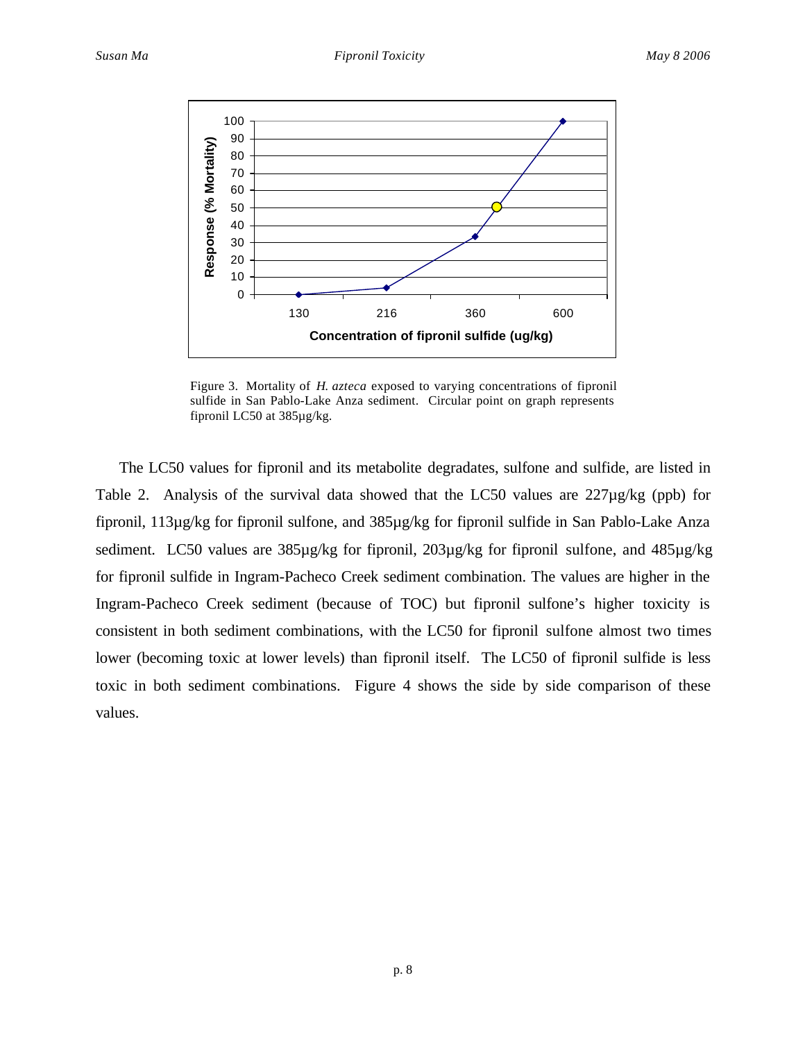Figure 3. Mortality of *H. azteca* exposed to varying concentrations of fipronil sulfide in San Pablo-Lake Anza sediment. Circular point on graph represents fipronil LC50 at 385µg/kg.

The LC50 values for fipronil and its metabolite degradates, sulfone and sulfide, are listed in Table 2. Analysis of the survival data showed that the LC50 values are 227µg/kg (ppb) for fipronil, 113µg/kg for fipronil sulfone, and 385µg/kg for fipronil sulfide in San Pablo-Lake Anza sediment. LC50 values are 385µg/kg for fipronil, 203µg/kg for fipronil sulfone, and 485µg/kg for fipronil sulfide in Ingram-Pacheco Creek sediment combination. The values are higher in the Ingram-Pacheco Creek sediment (because of TOC) but fipronil sulfone's higher toxicity is consistent in both sediment combinations, with the LC50 for fipronil sulfone almost two times lower (becoming toxic at lower levels) than fipronil itself. The LC50 of fipronil sulfide is less toxic in both sediment combinations. Figure 4 shows the side by side comparison of these values.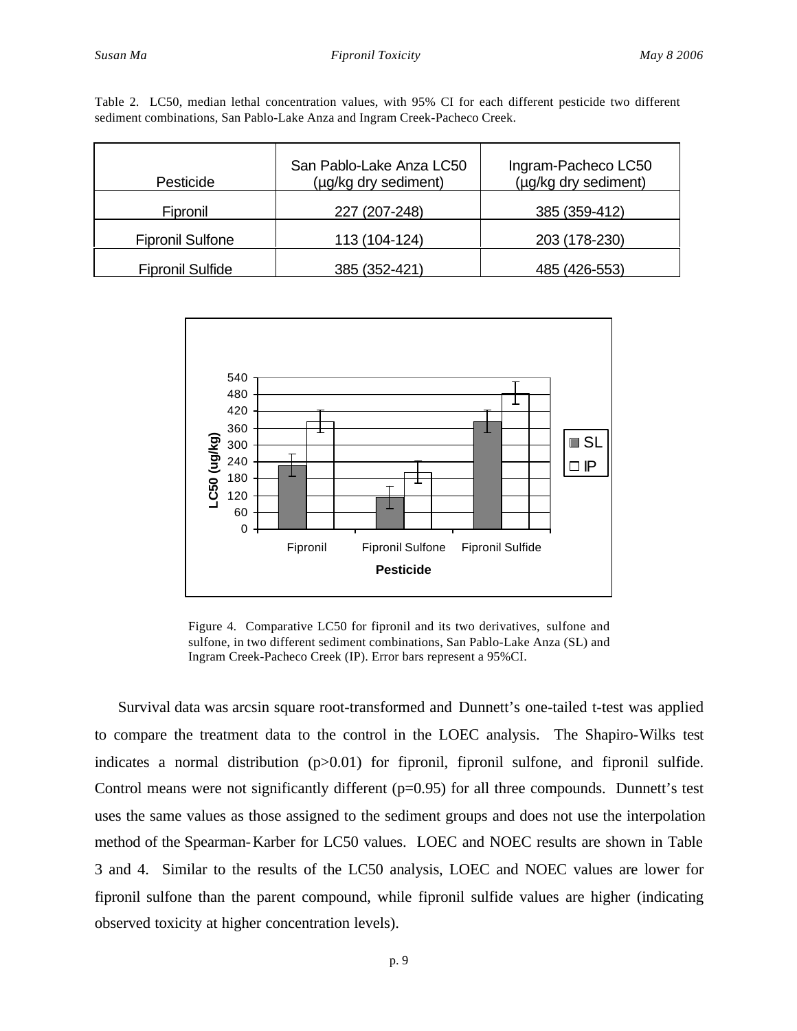Table 2. LC50, median lethal concentration values, with 95% CI for each different pesticide two different sediment combinations, San Pablo-Lake Anza and Ingram Creek-Pacheco Creek.

| Pesticide | San Pablo-Lake Anza LC50 (µg/kg dry sediment) | Ingram-Pacheco LC50 (µg/kg dry sediment) |
|---|---|---|
| Fipronil | 227 (207-248) | 385 (359-412) |
| Fipronil Sulfone | 113 (104-124) | 203 (178-230) |
| Fipronil Sulfide | 385 (352-421) | 485 (426-553) |

Figure 4. Comparative LC50 for fipronil and its two derivatives, sulfone and sulfone, in two different sediment combinations, San Pablo-Lake Anza (SL) and Ingram Creek-Pacheco Creek (IP). Error bars represent a 95%CI.

Survival data was arcsin square root-transformed and Dunnett's one-tailed t-test was applied to compare the treatment data to the control in the LOEC analysis. The Shapiro-Wilks test indicates a normal distribution ($p>0.01$) for fipronil, fipronil sulfone, and fipronil sulfide. Control means were not significantly different ($p=0.95$) for all three compounds. Dunnett's test uses the same values as those assigned to the sediment groups and does not use the interpolation method of the Spearman-Karber for LC50 values. LOEC and NOEC results are shown in Table 3 and 4. Similar to the results of the LC50 analysis, LOEC and NOEC values are lower for fipronil sulfone than the parent compound, while fipronil sulfide values are higher (indicating observed toxicity at higher concentration levels).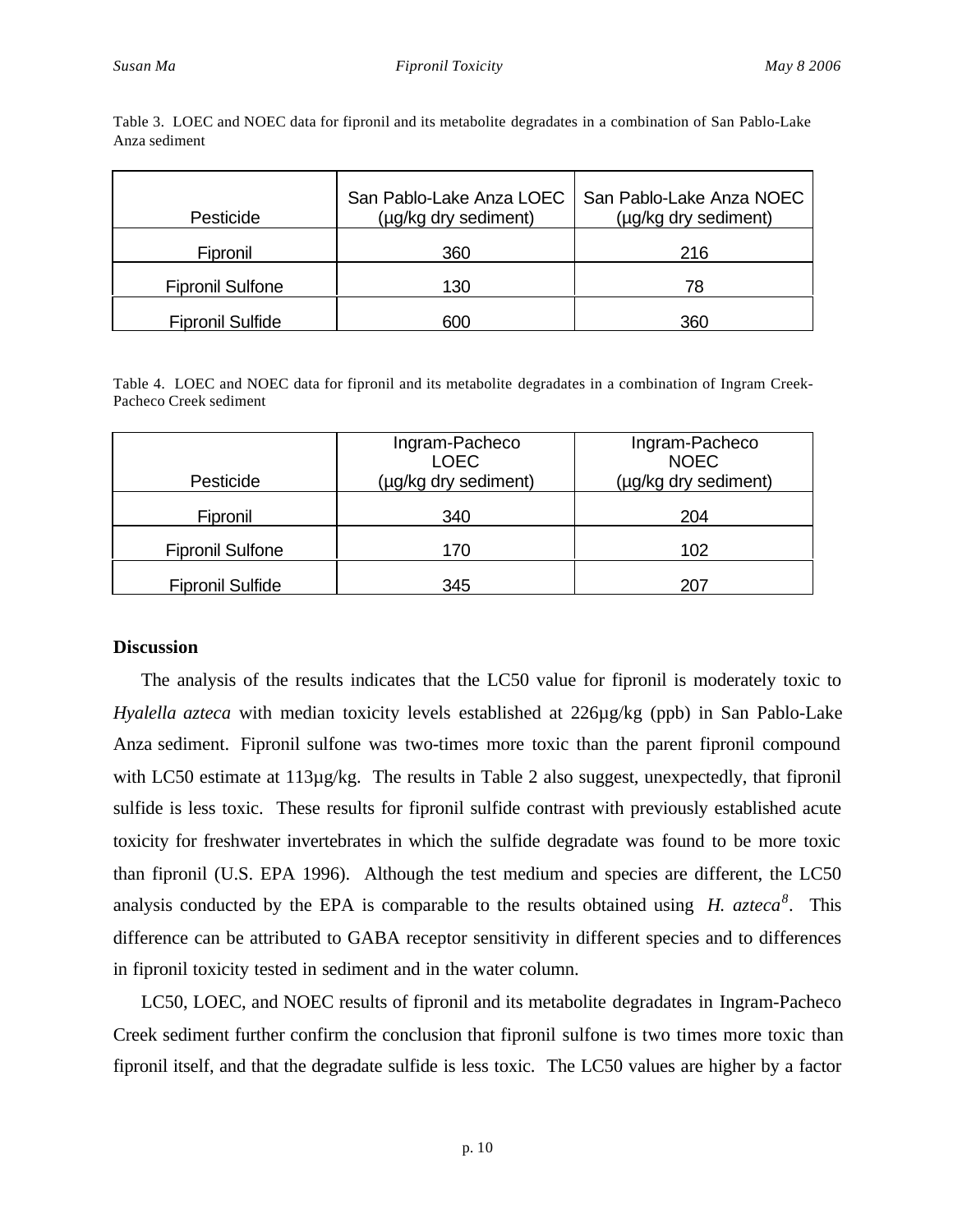Table 3. LOEC and NOEC data for fipronil and its metabolite degradates in a combination of San Pablo-Lake Anza sediment

| Pesticide | San Pablo-Lake Anza LOEC (µg/kg dry sediment) | San Pablo-Lake Anza NOEC (µg/kg dry sediment) |
|---|---|---|
| Fipronil | 360 | 216 |
| Fipronil Sulfone | 130 | 78 |
| Fipronil Sulfide | 600 | 360 |

Table 4. LOEC and NOEC data for fipronil and its metabolite degradates in a combination of Ingram Creek-Pacheco Creek sediment

| Pesticide | Ingram-Pacheco LOEC (µg/kg dry sediment) | Ingram-Pacheco NOEC (µg/kg dry sediment) |
|---|---|---|
| Fipronil | 340 | 204 |
| Fipronil Sulfone | 170 | 102 |
| Fipronil Sulfide | 345 | 207 |

**Discussion**

The analysis of the results indicates that the LC50 value for fipronil is moderately toxic to *Hyalella azteca* with median toxicity levels established at 226µg/kg (ppb) in San Pablo-Lake Anza sediment. Fipronil sulfone was two-times more toxic than the parent fipronil compound with LC50 estimate at 113µg/kg. The results in Table 2 also suggest, unexpectedly, that fipronil sulfide is less toxic. These results for fipronil sulfide contrast with previously established acute toxicity for freshwater invertebrates in which the sulfide degradate was found to be more toxic than fipronil (U.S. EPA 1996). Although the test medium and species are different, the LC50 analysis conducted by the EPA is comparable to the results obtained using *H. azteca*[8]. This difference can be attributed to GABA receptor sensitivity in different species and to differences in fipronil toxicity tested in sediment and in the water column.

LC50, LOEC, and NOEC results of fipronil and its metabolite degradates in Ingram-Pacheco Creek sediment further confirm the conclusion that fipronil sulfone is two times more toxic than fipronil itself, and that the degradate sulfide is less toxic. The LC50 values are higher by a factor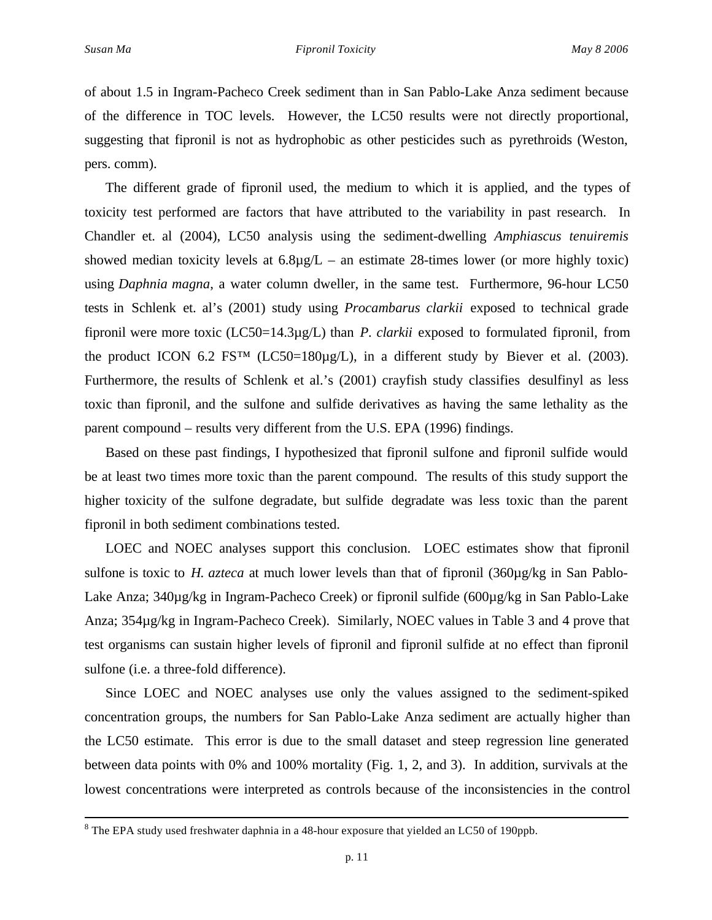of about 1.5 in Ingram-Pacheco Creek sediment than in San Pablo-Lake Anza sediment because of the difference in TOC levels. However, the LC50 results were not directly proportional, suggesting that fipronil is not as hydrophobic as other pesticides such as pyrethroids (Weston, pers. comm).

The different grade of fipronil used, the medium to which it is applied, and the types of toxicity test performed are factors that have attributed to the variability in past research. In Chandler et. al (2004), LC50 analysis using the sediment-dwelling *Amphiascus tenuiremis* showed median toxicity levels at 6.8µg/L – an estimate 28-times lower (or more highly toxic) using *Daphnia magna*, a water column dweller, in the same test. Furthermore, 96-hour LC50 tests in Schlenk et. al's (2001) study using *Procambarus clarkii* exposed to technical grade fipronil were more toxic (LC50=14.3µg/L) than *P. clarkii* exposed to formulated fipronil, from the product ICON 6.2 FS™ (LC50=180µg/L), in a different study by Biever et al. (2003). Furthermore, the results of Schlenk et al.'s (2001) crayfish study classifies desulfinyl as less toxic than fipronil, and the sulfone and sulfide derivatives as having the same lethality as the parent compound – results very different from the U.S. EPA (1996) findings.

Based on these past findings, I hypothesized that fipronil sulfone and fipronil sulfide would be at least two times more toxic than the parent compound. The results of this study support the higher toxicity of the sulfone degradate, but sulfide degradate was less toxic than the parent fipronil in both sediment combinations tested.

LOEC and NOEC analyses support this conclusion. LOEC estimates show that fipronil sulfone is toxic to *H. azteca* at much lower levels than that of fipronil (360µg/kg in San Pablo-Lake Anza; 340µg/kg in Ingram-Pacheco Creek) or fipronil sulfide (600µg/kg in San Pablo-Lake Anza; 354µg/kg in Ingram-Pacheco Creek). Similarly, NOEC values in Table 3 and 4 prove that test organisms can sustain higher levels of fipronil and fipronil sulfide at no effect than fipronil sulfone (i.e. a three-fold difference).

Since LOEC and NOEC analyses use only the values assigned to the sediment-spiked concentration groups, the numbers for San Pablo-Lake Anza sediment are actually higher than the LC50 estimate. This error is due to the small dataset and steep regression line generated between data points with 0% and 100% mortality (Fig. 1, 2, and 3). In addition, survivals at the lowest concentrations were interpreted as controls because of the inconsistencies in the control

---

[8] The EPA study used freshwater daphnia in a 48-hour exposure that yielded an LC50 of 190ppb.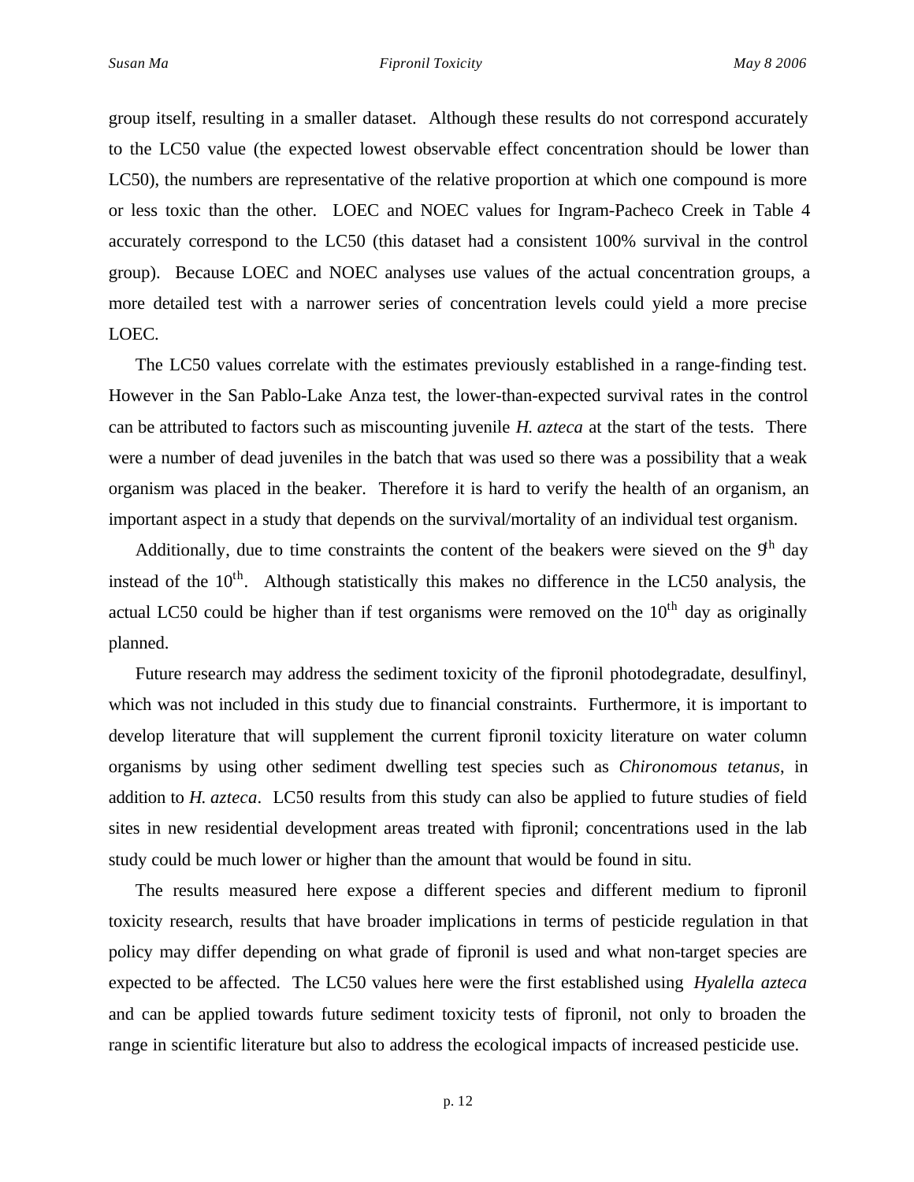group itself, resulting in a smaller dataset. Although these results do not correspond accurately to the LC50 value (the expected lowest observable effect concentration should be lower than LC50), the numbers are representative of the relative proportion at which one compound is more or less toxic than the other. LOEC and NOEC values for Ingram-Pacheco Creek in Table 4 accurately correspond to the LC50 (this dataset had a consistent 100% survival in the control group). Because LOEC and NOEC analyses use values of the actual concentration groups, a more detailed test with a narrower series of concentration levels could yield a more precise LOEC.

The LC50 values correlate with the estimates previously established in a range-finding test. However in the San Pablo-Lake Anza test, the lower-than-expected survival rates in the control can be attributed to factors such as miscounting juvenile *H. azteca* at the start of the tests. There were a number of dead juveniles in the batch that was used so there was a possibility that a weak organism was placed in the beaker. Therefore it is hard to verify the health of an organism, an important aspect in a study that depends on the survival/mortality of an individual test organism.

Additionally, due to time constraints the content of the beakers were sieved on the 9th day instead of the 10th. Although statistically this makes no difference in the LC50 analysis, the actual LC50 could be higher than if test organisms were removed on the 10th day as originally planned.

Future research may address the sediment toxicity of the fipronil photodegradate, desulfinyl, which was not included in this study due to financial constraints. Furthermore, it is important to develop literature that will supplement the current fipronil toxicity literature on water column organisms by using other sediment dwelling test species such as *Chironomous tetanus*, in addition to *H. azteca*. LC50 results from this study can also be applied to future studies of field sites in new residential development areas treated with fipronil; concentrations used in the lab study could be much lower or higher than the amount that would be found in situ.

The results measured here expose a different species and different medium to fipronil toxicity research, results that have broader implications in terms of pesticide regulation in that policy may differ depending on what grade of fipronil is used and what non-target species are expected to be affected. The LC50 values here were the first established using *Hyalella azteca* and can be applied towards future sediment toxicity tests of fipronil, not only to broaden the range in scientific literature but also to address the ecological impacts of increased pesticide use.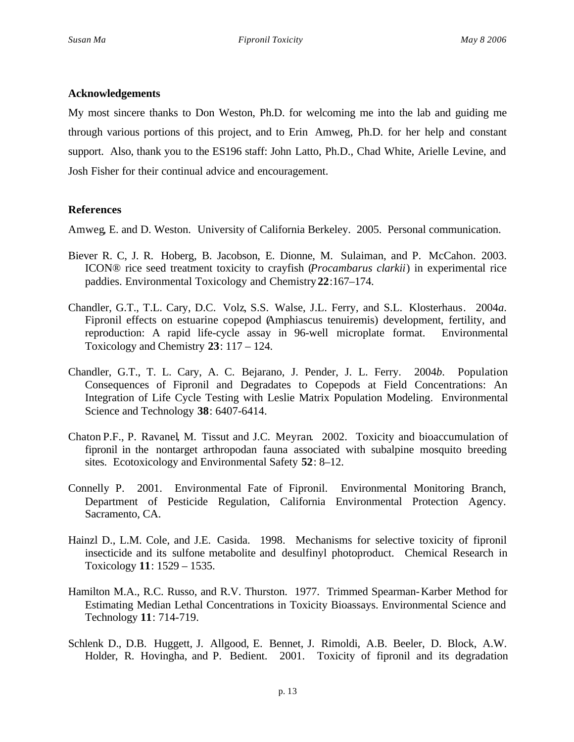## Acknowledgements

My most sincere thanks to Don Weston, Ph.D. for welcoming me into the lab and guiding me through various portions of this project, and to Erin Amweg, Ph.D. for her help and constant support. Also, thank you to the ES196 staff: John Latto, Ph.D., Chad White, Arielle Levine, and Josh Fisher for their continual advice and encouragement.

## References

Amweg, E. and D. Weston. University of California Berkeley. 2005. Personal communication.

Biever R. C, J. R. Hoberg, B. Jacobson, E. Dionne, M. Sulaiman, and P. McCahon. 2003. ICON® rice seed treatment toxicity to crayfish (*Procambarus clarkii*) in experimental rice paddies. Environmental Toxicology and Chemistry **22**:167–174.

Chandler, G.T., T.L. Cary, D.C. Volz, S.S. Walse, J.L. Ferry, and S.L. Klosterhaus. 2004*a*. Fipronil effects on estuarine copepod (Amphiascus tenuiremis) development, fertility, and reproduction: A rapid life-cycle assay in 96-well microplate format. Environmental Toxicology and Chemistry **23**: 117 – 124.

Chandler, G.T., T. L. Cary, A. C. Bejarano, J. Pender, J. L. Ferry. 2004*b*. Population Consequences of Fipronil and Degradates to Copepods at Field Concentrations: An Integration of Life Cycle Testing with Leslie Matrix Population Modeling. Environmental Science and Technology **38**: 6407-6414.

Chaton P.F., P. Ravanel, M. Tissut and J.C. Meyran. 2002. Toxicity and bioaccumulation of fipronil in the nontarget arthropodan fauna associated with subalpine mosquito breeding sites. Ecotoxicology and Environmental Safety **52**: 8–12.

Connelly P. 2001. Environmental Fate of Fipronil. Environmental Monitoring Branch, Department of Pesticide Regulation, California Environmental Protection Agency. Sacramento, CA.

Hainzl D., L.M. Cole, and J.E. Casida. 1998. Mechanisms for selective toxicity of fipronil insecticide and its sulfone metabolite and desulfinyl photoproduct. Chemical Research in Toxicology **11**: 1529 – 1535.

Hamilton M.A., R.C. Russo, and R.V. Thurston. 1977. Trimmed Spearman-Karber Method for Estimating Median Lethal Concentrations in Toxicity Bioassays. Environmental Science and Technology **11**: 714-719.

Schlenk D., D.B. Huggett, J. Allgood, E. Bennet, J. Rimoldi, A.B. Beeler, D. Block, A.W. Holder, R. Hovingha, and P. Bedient. 2001. Toxicity of fipronil and its degradation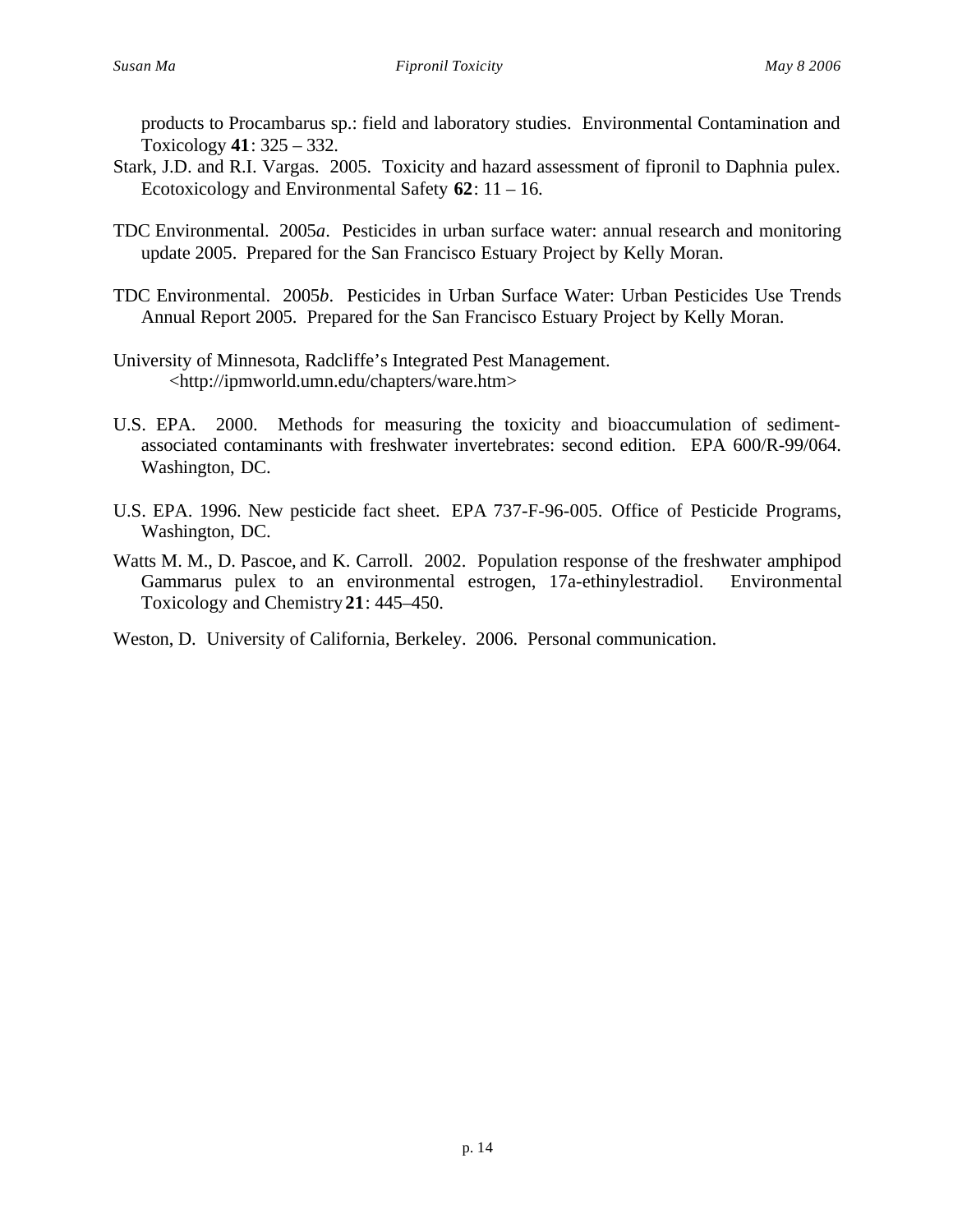products to Procambarus sp.: field and laboratory studies. Environmental Contamination and Toxicology **41**: 325 – 332.

Stark, J.D. and R.I. Vargas. 2005. Toxicity and hazard assessment of fipronil to Daphnia pulex. Ecotoxicology and Environmental Safety **62**: 11 – 16.

TDC Environmental. 2005*a*. Pesticides in urban surface water: annual research and monitoring update 2005. Prepared for the San Francisco Estuary Project by Kelly Moran.

TDC Environmental. 2005*b*. Pesticides in Urban Surface Water: Urban Pesticides Use Trends Annual Report 2005. Prepared for the San Francisco Estuary Project by Kelly Moran.

University of Minnesota, Radcliffe's Integrated Pest Management. <http://ipmworld.umn.edu/chapters/ware.htm>

U.S. EPA. 2000. Methods for measuring the toxicity and bioaccumulation of sediment-associated contaminants with freshwater invertebrates: second edition. EPA 600/R-99/064. Washington, DC.

U.S. EPA. 1996. New pesticide fact sheet. EPA 737-F-96-005. Office of Pesticide Programs, Washington, DC.

Watts M. M., D. Pascoe, and K. Carroll. 2002. Population response of the freshwater amphipod Gammarus pulex to an environmental estrogen, 17a-ethinylestradiol. Environmental Toxicology and Chemistry **21**: 445–450.

Weston, D. University of California, Berkeley. 2006. Personal communication.